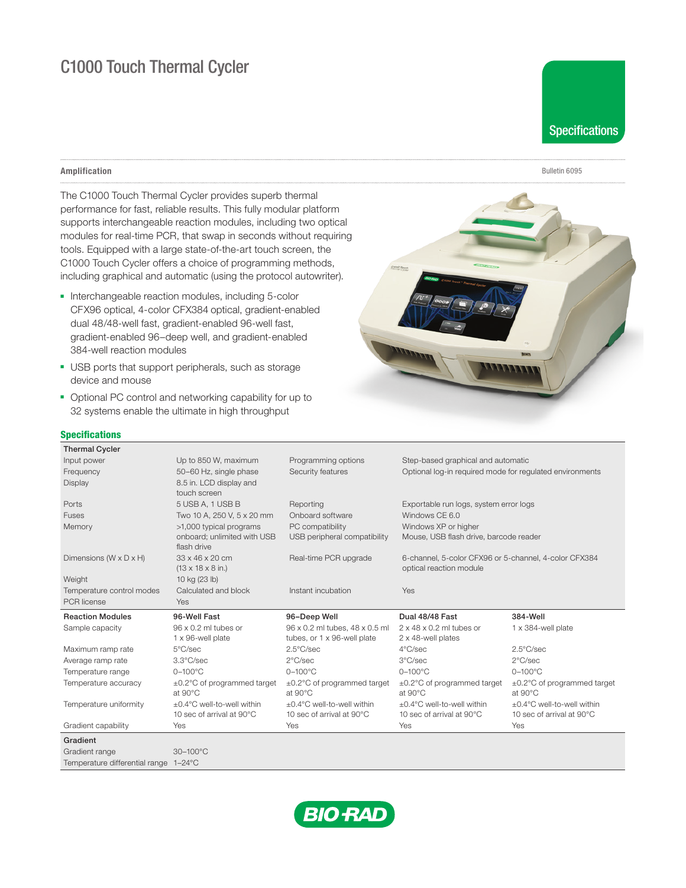# C1000 Touch Thermal Cycler

Specifications

Amplification

Bulletin 6095

The C1000 Touch Thermal Cycler provides superb thermal performance for fast, reliable results. This fully modular platform supports interchangeable reaction modules, including two optical modules for real-time PCR, that swap in seconds without requiring tools. Equipped with a large state-of-the-art touch screen, the C1000 Touch Cycler offers a choice of programming methods, including graphical and automatic (using the protocol autowriter).

- Interchangeable reaction modules, including 5-color CFX96 optical, 4-color CFX384 optical, gradient-enabled dual 48/48-well fast, gradient-enabled 96-well fast, gradient-enabled 96–deep well, and gradient-enabled 384-well reaction modules
- USB ports that support peripherals, such as storage device and mouse
- Optional PC control and networking capability for up to 32 systems enable the ultimate in high throughput

## Specifications

| **Thermal Cycler** | | | |
|---|---|---|---|
| Input power | Up to 850 W, maximum | Programming options | Step-based graphical and automatic |
| Frequency | 50–60 Hz, single phase | Security features | Optional log-in required mode for regulated environments |
| Display | 8.5 in. LCD display and touch screen | | |
| Ports | 5 USB A, 1 USB B | Reporting | Exportable run logs, system error logs |
| Fuses | Two 10 A, 250 V, 5 x 20 mm | Onboard software | Windows CE 6.0 |
| Memory | >1,000 typical programs onboard; unlimited with USB flash drive | PC compatibility<br>USB peripheral compatibility | Windows XP or higher<br>Mouse, USB flash drive, barcode reader |
| Dimensions (W x D x H) | 33 x 46 x 20 cm (13 x 18 x 8 in.) | Real-time PCR upgrade | 6-channel, 5-color CFX96 or 5-channel, 4-color CFX384 optical reaction module |
| Weight | 10 kg (23 lb) | | |
| Temperature control modes | Calculated and block | Instant incubation | Yes |
| PCR license | Yes | | |

| **Reaction Modules** | **96-Well Fast** | **96–Deep Well** | **Dual 48/48 Fast** | **384-Well** |
|---|---|---|---|---|
| Sample capacity | 96 x 0.2 ml tubes or 1 x 96-well plate | 96 x 0.2 ml tubes, 48 x 0.5 ml tubes, or 1 x 96-well plate | 2 x 48 x 0.2 ml tubes or 2 x 48-well plates | 1 x 384-well plate |
| Maximum ramp rate | 5°C/sec | 2.5°C/sec | 4°C/sec | 2.5°C/sec |
| Average ramp rate | 3.3°C/sec | 2°C/sec | 3°C/sec | 2°C/sec |
| Temperature range | 0–100°C | 0–100°C | 0–100°C | 0–100°C |
| Temperature accuracy | ±0.2°C of programmed target at 90°C | ±0.2°C of programmed target at 90°C | ±0.2°C of programmed target at 90°C | ±0.2°C of programmed target at 90°C |
| Temperature uniformity | ±0.4°C well-to-well within 10 sec of arrival at 90°C | ±0.4°C well-to-well within 10 sec of arrival at 90°C | ±0.4°C well-to-well within 10 sec of arrival at 90°C | ±0.4°C well-to-well within 10 sec of arrival at 90°C |
| Gradient capability | Yes | Yes | Yes | Yes |

| **Gradient** | |
|---|---|
| Gradient range | 30–100°C |
| Temperature differential range | 1–24°C |

BIO-RAD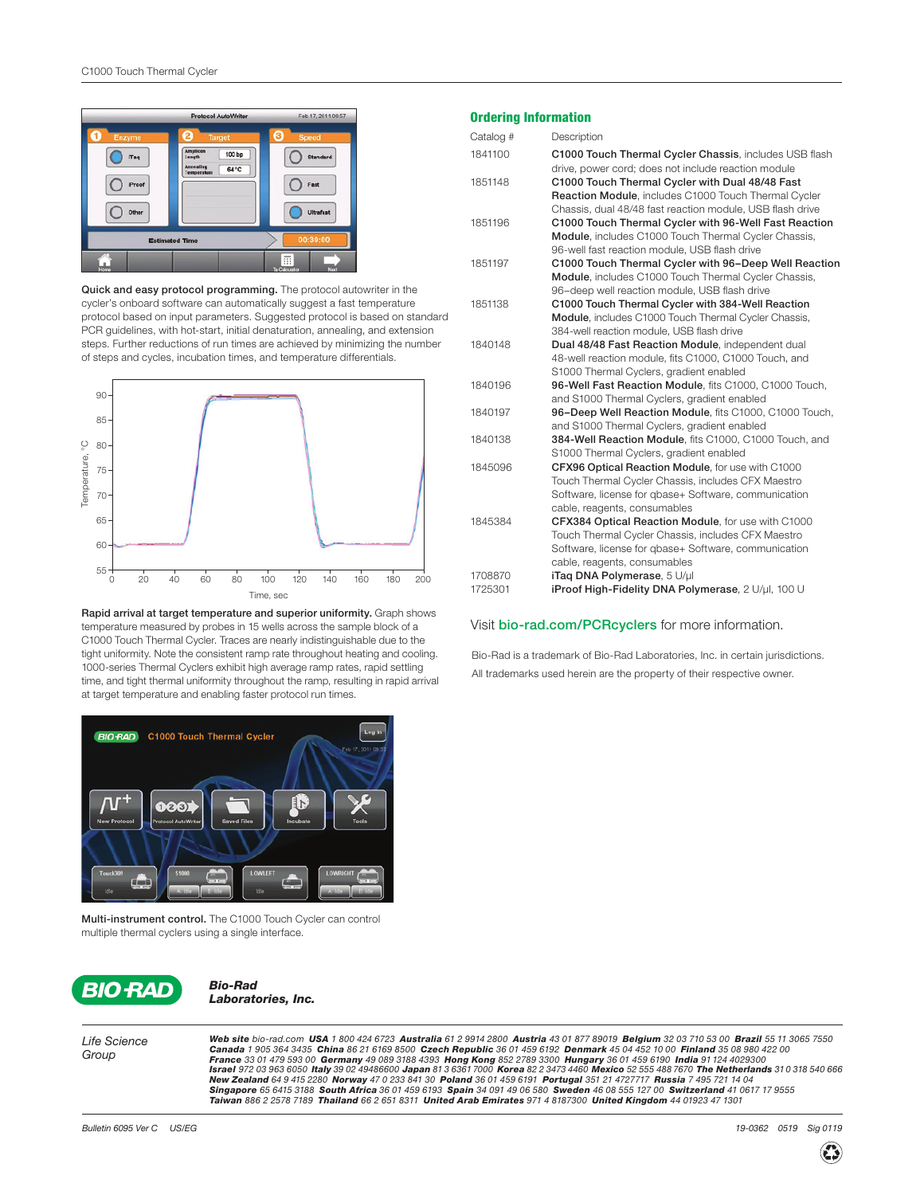Protocol AutoWriter

Feb 17, 2011 08:57

1 Enzyme

iTaq

iProof

Other

2 Target

Amplicon Length 100 bp

Annealing Temperature 64°C

3 Speed

Standard

Fast

Ultrafast

Estimated Time 00:39:00

Home

Ta Calculator

Next

**Quick and easy protocol programming.** The protocol autowriter in the cycler's onboard software can automatically suggest a fast temperature protocol based on input parameters. Suggested protocol is based on standard PCR guidelines, with hot-start, initial denaturation, annealing, and extension steps. Further reductions of run times are achieved by minimizing the number of steps and cycles, incubation times, and temperature differentials.

Temperature, °C

90

85

80

75

70

65

60

55

0 20 40 60 80 100 120 140 160 180 200

Time, sec

**Rapid arrival at target temperature and superior uniformity.** Graph shows temperature measured by probes in 15 wells across the sample block of a C1000 Touch Thermal Cycler. Traces are nearly indistinguishable due to the tight uniformity. Note the consistent ramp rate throughout heating and cooling. 1000-series Thermal Cyclers exhibit high average ramp rates, rapid settling time, and tight thermal uniformity throughout the ramp, resulting in rapid arrival at target temperature and enabling faster protocol run times.

BIO-RAD C1000 Touch Thermal Cycler

Log in

Feb 17, 2011 08:33

New Protocol

Protocol AutoWriter

Saved Files

Incubate

Tools

Touch381

S1000

LOWLEFT

LOWRIGHT

**Multi-instrument control.** The C1000 Touch Thermal Cycler can control multiple thermal cyclers using a single interface.

## Ordering Information

| Catalog # | Description |
|---|---|
| 1841100 | **C1000 Touch Thermal Cycler Chassis**, includes USB flash drive, power cord; does not include reaction module |
| 1851148 | **C1000 Touch Thermal Cycler with Dual 48/48 Fast Reaction Module**, includes C1000 Touch Thermal Cycler Chassis, dual 48/48 fast reaction module, USB flash drive |
| 1851196 | **C1000 Touch Thermal Cycler with 96-Well Fast Reaction Module**, includes C1000 Touch Thermal Cycler Chassis, 96-well fast reaction module, USB flash drive |
| 1851197 | **C1000 Touch Thermal Cycler with 96–Deep Well Reaction Module**, includes C1000 Touch Thermal Cycler Chassis, 96–deep well reaction module, USB flash drive |
| 1851138 | **C1000 Touch Thermal Cycler with 384-Well Reaction Module**, includes C1000 Touch Thermal Cycler Chassis, 384-well reaction module, USB flash drive |
| 1840148 | **Dual 48/48 Fast Reaction Module**, independent dual 48-well reaction module, fits C1000, C1000 Touch, and S1000 Thermal Cyclers, gradient enabled |
| 1840196 | **96-Well Fast Reaction Module**, fits C1000, C1000 Touch, and S1000 Thermal Cyclers, gradient enabled |
| 1840197 | **96–Deep Well Reaction Module**, fits C1000, C1000 Touch, and S1000 Thermal Cyclers, gradient enabled |
| 1840138 | **384-Well Reaction Module**, fits C1000, C1000 Touch, and S1000 Thermal Cyclers, gradient enabled |
| 1845096 | **CFX96 Optical Reaction Module**, for use with C1000 Touch Thermal Cycler Chassis, includes CFX Maestro Software, license for qbase+ Software, communication cable, reagents, consumables |
| 1845384 | **CFX384 Optical Reaction Module**, for use with C1000 Touch Thermal Cycler Chassis, includes CFX Maestro Software, license for qbase+ Software, communication cable, reagents, consumables |
| 1708870 | **iTaq DNA Polymerase**, 5 U/µl |
| 1725301 | **iProof High-Fidelity DNA Polymerase**, 2 U/µl, 100 U |

Visit bio-rad.com/PCRcyclers for more information.

Bio-Rad is a trademark of Bio-Rad Laboratories, Inc. in certain jurisdictions.

All trademarks used herein are the property of their respective owner.

BIO-RAD

***Bio-Rad Laboratories, Inc.***

*Life Science Group*

***Web site*** *bio-rad.com* ***USA*** *1 800 424 6723* ***Australia*** *61 2 9914 2800* ***Austria*** *43 01 877 89019* ***Belgium*** *32 03 710 53 00* ***Brazil*** *55 11 3065 7550* ***Canada*** *1 905 364 3435* ***China*** *86 21 6169 8500* ***Czech Republic*** *36 01 459 6192* ***Denmark*** *45 04 452 10 00* ***Finland*** *35 08 980 422 00* ***France*** *33 01 479 593 00* ***Germany*** *49 089 3188 4393* ***Hong Kong*** *852 2789 3300* ***Hungary*** *36 01 459 6190* ***India*** *91 124 4029300* ***Israel*** *972 03 963 6050* ***Italy*** *39 02 49486600* ***Japan*** *81 3 6361 7000* ***Korea*** *82 2 3473 4460* ***Mexico*** *52 555 488 7670* ***The Netherlands*** *31 0 318 540 666* ***New Zealand*** *64 9 415 2280* ***Norway*** *47 0 233 841 30* ***Poland*** *36 01 459 6191* ***Portugal*** *351 21 4727717* ***Russia*** *7 495 721 14 04* ***Singapore*** *65 6415 3188* ***South Africa*** *36 01 459 6193* ***Spain*** *34 091 49 06 580* ***Sweden*** *46 08 555 127 00* ***Switzerland*** *41 0617 17 9555* ***Taiwan*** *886 2 2578 7189* ***Thailand*** *66 2 651 8311* ***United Arab Emirates*** *971 4 8187300* ***United Kingdom*** *44 01923 47 1301*

*Bulletin 6095 Ver C US/EG*

*19-0362 0519 Sig 0119*